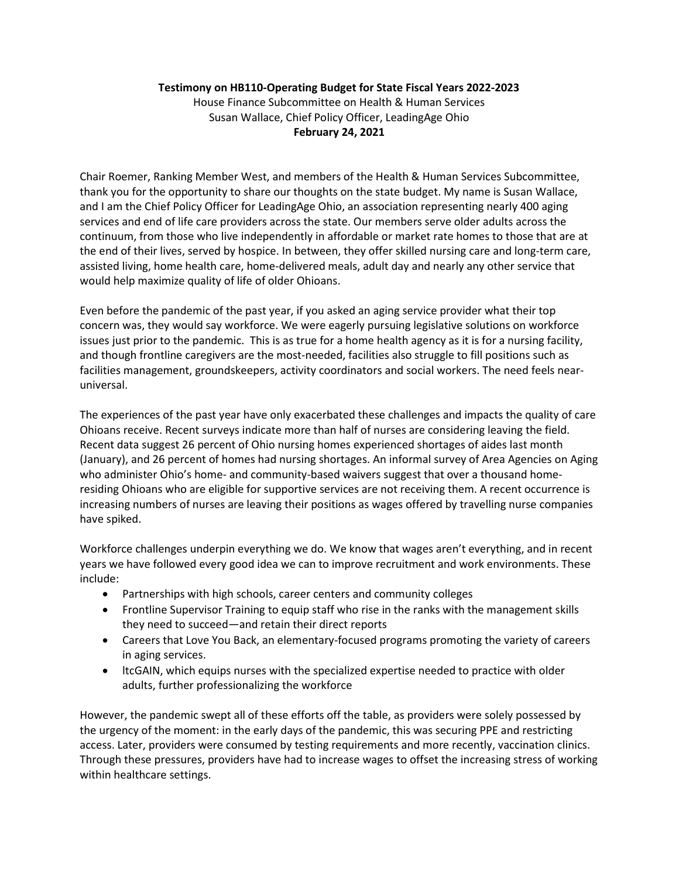**Testimony on HB110-Operating Budget for State Fiscal Years 2022-2023**

House Finance Subcommittee on Health & Human Services
Susan Wallace, Chief Policy Officer, LeadingAge Ohio
**February 24, 2021**

Chair Roemer, Ranking Member West, and members of the Health & Human Services Subcommittee, thank you for the opportunity to share our thoughts on the state budget. My name is Susan Wallace, and I am the Chief Policy Officer for LeadingAge Ohio, an association representing nearly 400 aging services and end of life care providers across the state. Our members serve older adults across the continuum, from those who live independently in affordable or market rate homes to those that are at the end of their lives, served by hospice. In between, they offer skilled nursing care and long-term care, assisted living, home health care, home-delivered meals, adult day and nearly any other service that would help maximize quality of life of older Ohioans.

Even before the pandemic of the past year, if you asked an aging service provider what their top concern was, they would say workforce. We were eagerly pursuing legislative solutions on workforce issues just prior to the pandemic. This is as true for a home health agency as it is for a nursing facility, and though frontline caregivers are the most-needed, facilities also struggle to fill positions such as facilities management, groundskeepers, activity coordinators and social workers. The need feels near-universal.

The experiences of the past year have only exacerbated these challenges and impacts the quality of care Ohioans receive. Recent surveys indicate more than half of nurses are considering leaving the field. Recent data suggest 26 percent of Ohio nursing homes experienced shortages of aides last month (January), and 26 percent of homes had nursing shortages. An informal survey of Area Agencies on Aging who administer Ohio's home- and community-based waivers suggest that over a thousand home-residing Ohioans who are eligible for supportive services are not receiving them. A recent occurrence is increasing numbers of nurses are leaving their positions as wages offered by travelling nurse companies have spiked.

Workforce challenges underpin everything we do. We know that wages aren't everything, and in recent years we have followed every good idea we can to improve recruitment and work environments. These include:

- Partnerships with high schools, career centers and community colleges
- Frontline Supervisor Training to equip staff who rise in the ranks with the management skills they need to succeed—and retain their direct reports
- Careers that Love You Back, an elementary-focused programs promoting the variety of careers in aging services.
- ltcGAIN, which equips nurses with the specialized expertise needed to practice with older adults, further professionalizing the workforce

However, the pandemic swept all of these efforts off the table, as providers were solely possessed by the urgency of the moment: in the early days of the pandemic, this was securing PPE and restricting access. Later, providers were consumed by testing requirements and more recently, vaccination clinics. Through these pressures, providers have had to increase wages to offset the increasing stress of working within healthcare settings.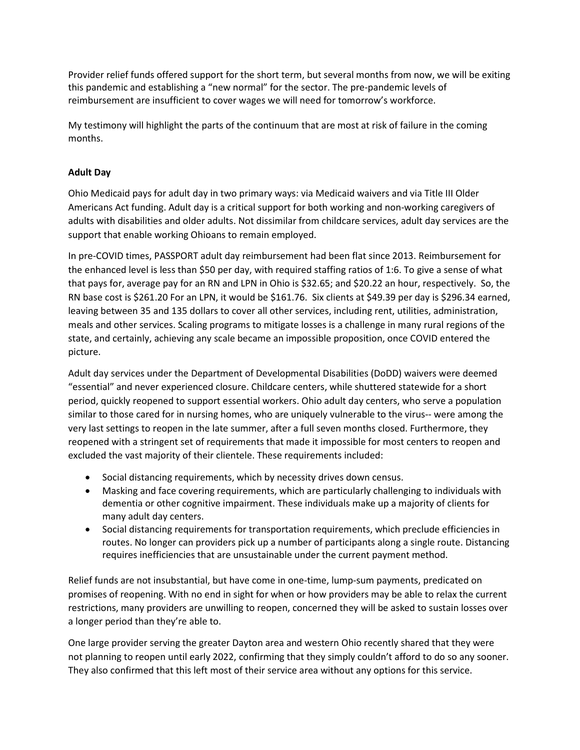Provider relief funds offered support for the short term, but several months from now, we will be exiting this pandemic and establishing a "new normal" for the sector. The pre-pandemic levels of reimbursement are insufficient to cover wages we will need for tomorrow's workforce.

My testimony will highlight the parts of the continuum that are most at risk of failure in the coming months.

**Adult Day**

Ohio Medicaid pays for adult day in two primary ways: via Medicaid waivers and via Title III Older Americans Act funding. Adult day is a critical support for both working and non-working caregivers of adults with disabilities and older adults. Not dissimilar from childcare services, adult day services are the support that enable working Ohioans to remain employed.

In pre-COVID times, PASSPORT adult day reimbursement had been flat since 2013. Reimbursement for the enhanced level is less than $50 per day, with required staffing ratios of 1:6. To give a sense of what that pays for, average pay for an RN and LPN in Ohio is $32.65; and $20.22 an hour, respectively. So, the RN base cost is $261.20 For an LPN, it would be $161.76. Six clients at $49.39 per day is $296.34 earned, leaving between 35 and 135 dollars to cover all other services, including rent, utilities, administration, meals and other services. Scaling programs to mitigate losses is a challenge in many rural regions of the state, and certainly, achieving any scale became an impossible proposition, once COVID entered the picture.

Adult day services under the Department of Developmental Disabilities (DoDD) waivers were deemed "essential" and never experienced closure. Childcare centers, while shuttered statewide for a short period, quickly reopened to support essential workers. Ohio adult day centers, who serve a population similar to those cared for in nursing homes, who are uniquely vulnerable to the virus-- were among the very last settings to reopen in the late summer, after a full seven months closed. Furthermore, they reopened with a stringent set of requirements that made it impossible for most centers to reopen and excluded the vast majority of their clientele. These requirements included:

- Social distancing requirements, which by necessity drives down census.
- Masking and face covering requirements, which are particularly challenging to individuals with dementia or other cognitive impairment. These individuals make up a majority of clients for many adult day centers.
- Social distancing requirements for transportation requirements, which preclude efficiencies in routes. No longer can providers pick up a number of participants along a single route. Distancing requires inefficiencies that are unsustainable under the current payment method.

Relief funds are not insubstantial, but have come in one-time, lump-sum payments, predicated on promises of reopening. With no end in sight for when or how providers may be able to relax the current restrictions, many providers are unwilling to reopen, concerned they will be asked to sustain losses over a longer period than they're able to.

One large provider serving the greater Dayton area and western Ohio recently shared that they were not planning to reopen until early 2022, confirming that they simply couldn't afford to do so any sooner. They also confirmed that this left most of their service area without any options for this service.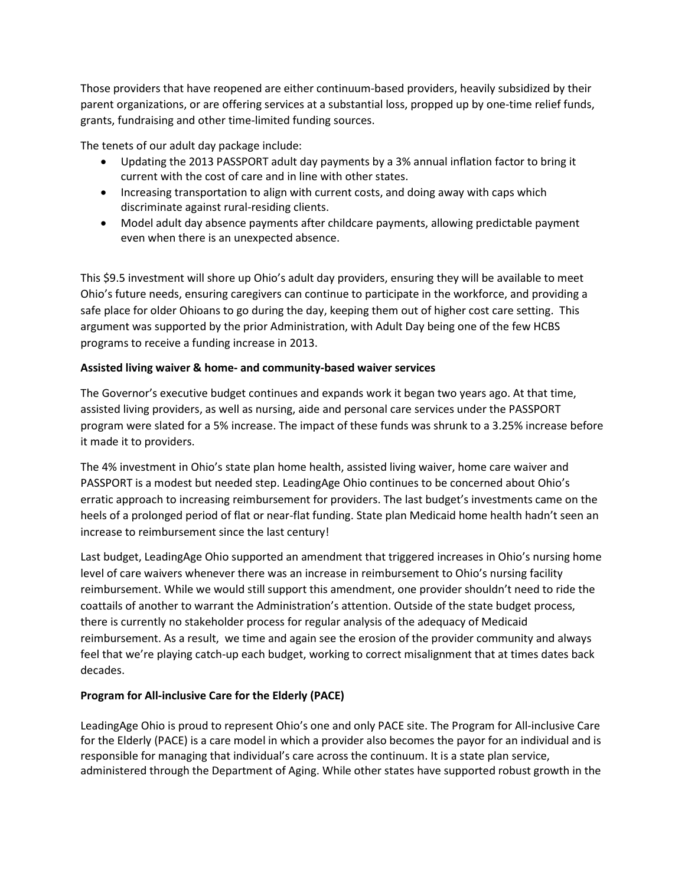Those providers that have reopened are either continuum-based providers, heavily subsidized by their parent organizations, or are offering services at a substantial loss, propped up by one-time relief funds, grants, fundraising and other time-limited funding sources.

The tenets of our adult day package include:

- Updating the 2013 PASSPORT adult day payments by a 3% annual inflation factor to bring it current with the cost of care and in line with other states.
- Increasing transportation to align with current costs, and doing away with caps which discriminate against rural-residing clients.
- Model adult day absence payments after childcare payments, allowing predictable payment even when there is an unexpected absence.

This $9.5 investment will shore up Ohio's adult day providers, ensuring they will be available to meet Ohio's future needs, ensuring caregivers can continue to participate in the workforce, and providing a safe place for older Ohioans to go during the day, keeping them out of higher cost care setting. This argument was supported by the prior Administration, with Adult Day being one of the few HCBS programs to receive a funding increase in 2013.

**Assisted living waiver & home- and community-based waiver services**

The Governor's executive budget continues and expands work it began two years ago. At that time, assisted living providers, as well as nursing, aide and personal care services under the PASSPORT program were slated for a 5% increase. The impact of these funds was shrunk to a 3.25% increase before it made it to providers.

The 4% investment in Ohio's state plan home health, assisted living waiver, home care waiver and PASSPORT is a modest but needed step. LeadingAge Ohio continues to be concerned about Ohio's erratic approach to increasing reimbursement for providers. The last budget's investments came on the heels of a prolonged period of flat or near-flat funding. State plan Medicaid home health hadn't seen an increase to reimbursement since the last century!

Last budget, LeadingAge Ohio supported an amendment that triggered increases in Ohio's nursing home level of care waivers whenever there was an increase in reimbursement to Ohio's nursing facility reimbursement. While we would still support this amendment, one provider shouldn't need to ride the coattails of another to warrant the Administration's attention. Outside of the state budget process, there is currently no stakeholder process for regular analysis of the adequacy of Medicaid reimbursement. As a result, we time and again see the erosion of the provider community and always feel that we're playing catch-up each budget, working to correct misalignment that at times dates back decades.

**Program for All-inclusive Care for the Elderly (PACE)**

LeadingAge Ohio is proud to represent Ohio's one and only PACE site. The Program for All-inclusive Care for the Elderly (PACE) is a care model in which a provider also becomes the payor for an individual and is responsible for managing that individual's care across the continuum. It is a state plan service, administered through the Department of Aging. While other states have supported robust growth in the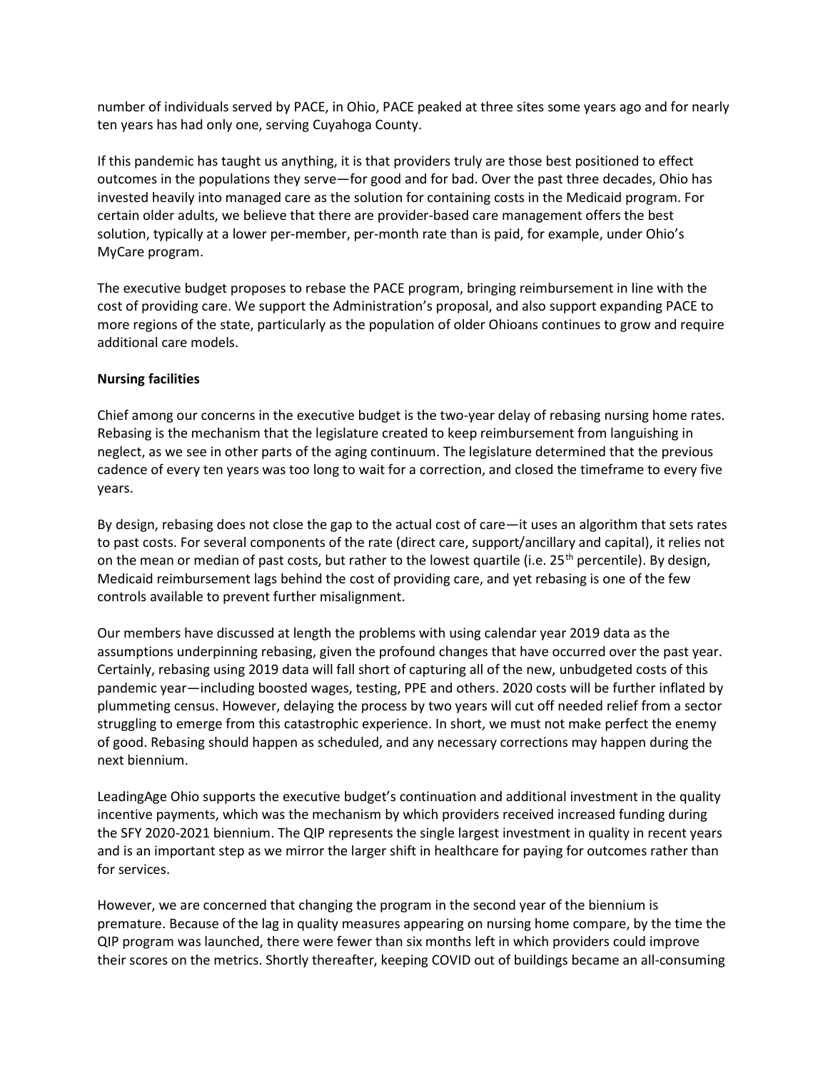number of individuals served by PACE, in Ohio, PACE peaked at three sites some years ago and for nearly ten years has had only one, serving Cuyahoga County.

If this pandemic has taught us anything, it is that providers truly are those best positioned to effect outcomes in the populations they serve—for good and for bad. Over the past three decades, Ohio has invested heavily into managed care as the solution for containing costs in the Medicaid program. For certain older adults, we believe that there are provider-based care management offers the best solution, typically at a lower per-member, per-month rate than is paid, for example, under Ohio's MyCare program.

The executive budget proposes to rebase the PACE program, bringing reimbursement in line with the cost of providing care. We support the Administration's proposal, and also support expanding PACE to more regions of the state, particularly as the population of older Ohioans continues to grow and require additional care models.

**Nursing facilities**

Chief among our concerns in the executive budget is the two-year delay of rebasing nursing home rates. Rebasing is the mechanism that the legislature created to keep reimbursement from languishing in neglect, as we see in other parts of the aging continuum. The legislature determined that the previous cadence of every ten years was too long to wait for a correction, and closed the timeframe to every five years.

By design, rebasing does not close the gap to the actual cost of care—it uses an algorithm that sets rates to past costs. For several components of the rate (direct care, support/ancillary and capital), it relies not on the mean or median of past costs, but rather to the lowest quartile (i.e. 25th percentile). By design, Medicaid reimbursement lags behind the cost of providing care, and yet rebasing is one of the few controls available to prevent further misalignment.

Our members have discussed at length the problems with using calendar year 2019 data as the assumptions underpinning rebasing, given the profound changes that have occurred over the past year. Certainly, rebasing using 2019 data will fall short of capturing all of the new, unbudgeted costs of this pandemic year—including boosted wages, testing, PPE and others. 2020 costs will be further inflated by plummeting census. However, delaying the process by two years will cut off needed relief from a sector struggling to emerge from this catastrophic experience. In short, we must not make perfect the enemy of good. Rebasing should happen as scheduled, and any necessary corrections may happen during the next biennium.

LeadingAge Ohio supports the executive budget's continuation and additional investment in the quality incentive payments, which was the mechanism by which providers received increased funding during the SFY 2020-2021 biennium. The QIP represents the single largest investment in quality in recent years and is an important step as we mirror the larger shift in healthcare for paying for outcomes rather than for services.

However, we are concerned that changing the program in the second year of the biennium is premature. Because of the lag in quality measures appearing on nursing home compare, by the time the QIP program was launched, there were fewer than six months left in which providers could improve their scores on the metrics. Shortly thereafter, keeping COVID out of buildings became an all-consuming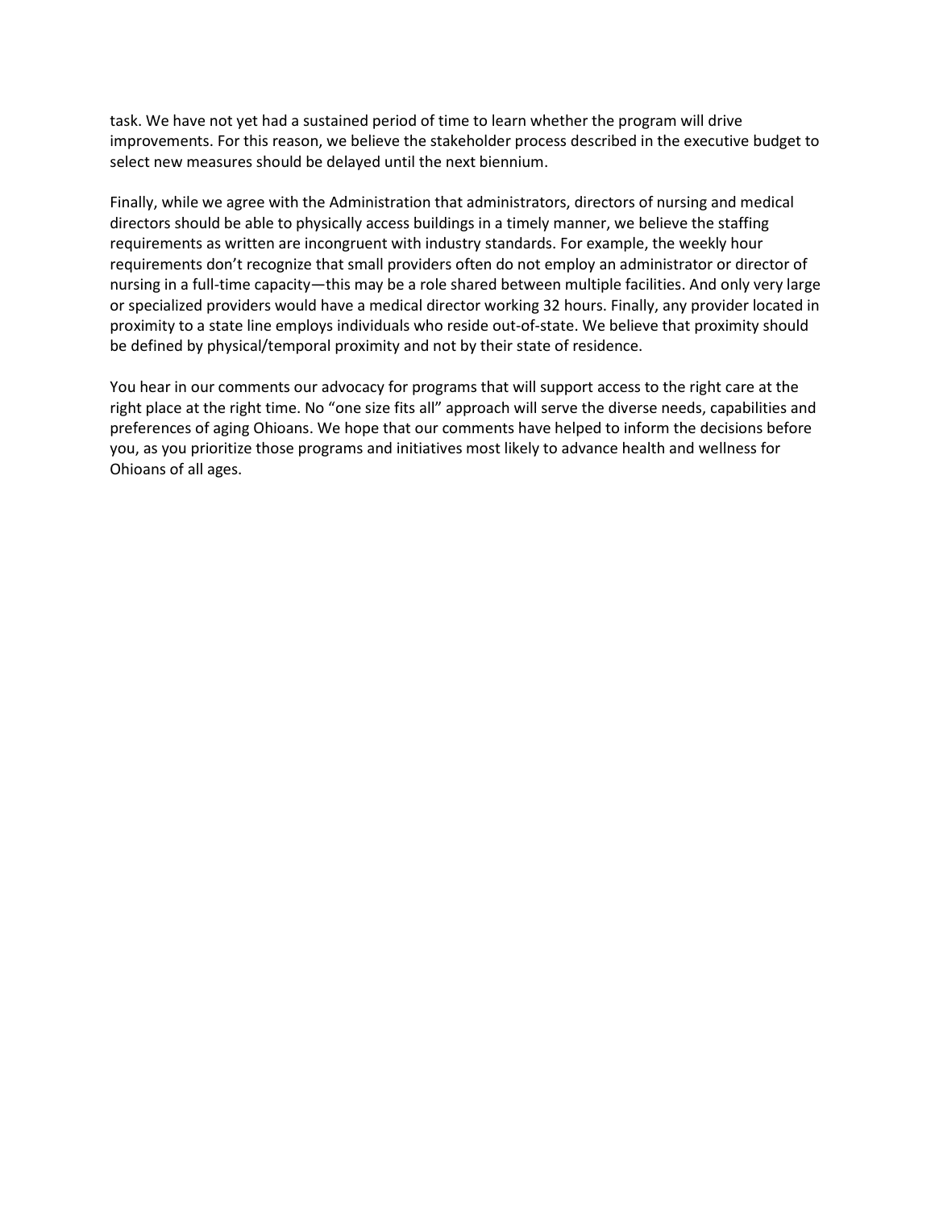task. We have not yet had a sustained period of time to learn whether the program will drive improvements. For this reason, we believe the stakeholder process described in the executive budget to select new measures should be delayed until the next biennium.

Finally, while we agree with the Administration that administrators, directors of nursing and medical directors should be able to physically access buildings in a timely manner, we believe the staffing requirements as written are incongruent with industry standards. For example, the weekly hour requirements don't recognize that small providers often do not employ an administrator or director of nursing in a full-time capacity—this may be a role shared between multiple facilities. And only very large or specialized providers would have a medical director working 32 hours. Finally, any provider located in proximity to a state line employs individuals who reside out-of-state. We believe that proximity should be defined by physical/temporal proximity and not by their state of residence.

You hear in our comments our advocacy for programs that will support access to the right care at the right place at the right time. No "one size fits all" approach will serve the diverse needs, capabilities and preferences of aging Ohioans. We hope that our comments have helped to inform the decisions before you, as you prioritize those programs and initiatives most likely to advance health and wellness for Ohioans of all ages.